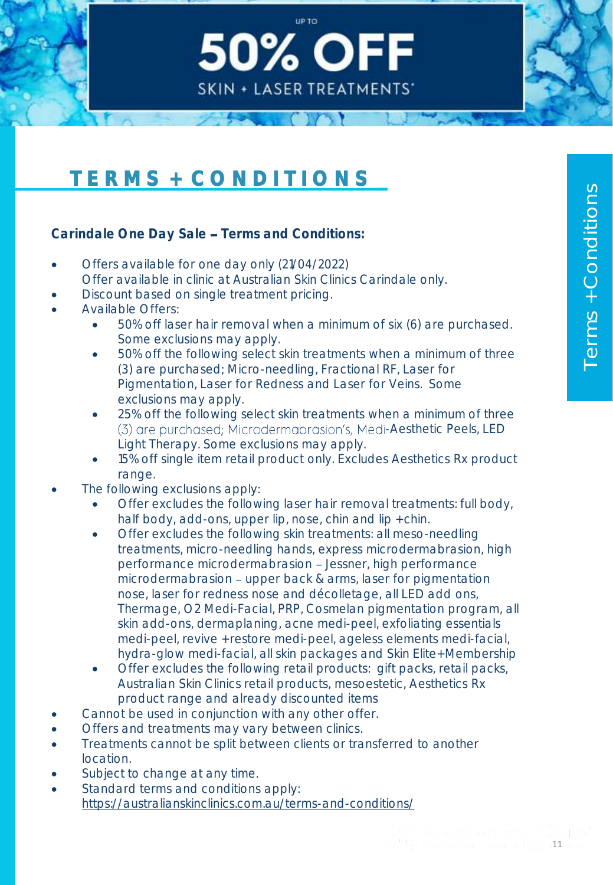UP TO

# 50% OFF

SKIN + LASER TREATMENTS*

# TERMS + CONDITIONS

Terms +Conditions

**Carindale One Day Sale – Terms and Conditions:**

- Offers available for one day only (21/04/2022)
  Offer available in clinic at Australian Skin Clinics Carindale only.
- Discount based on single treatment pricing.
- Available Offers:
  - 50% off laser hair removal when a minimum of six (6) are purchased. Some exclusions may apply.
  - 50% off the following select skin treatments when a minimum of three (3) are purchased; Micro-needling, Fractional RF, Laser for Pigmentation, Laser for Redness and Laser for Veins. Some exclusions may apply.
  - 25% off the following select skin treatments when a minimum of three (3) are purchased; Microdermabrasion's, Medi-Aesthetic Peels, LED Light Therapy. Some exclusions may apply.
  - 15% off single item retail product only. Excludes Aesthetics Rx product range.
- The following exclusions apply:
  - Offer excludes the following laser hair removal treatments: full body, half body, add-ons, upper lip, nose, chin and lip +chin.
  - Offer excludes the following skin treatments: all meso-needling treatments, micro-needling hands, express microdermabrasion, high performance microdermabrasion – Jessner, high performance microdermabrasion – upper back & arms, laser for pigmentation nose, laser for redness nose and décolletage, all LED add ons, Thermage, O2 Medi-Facial, PRP, Cosmelan pigmentation program, all skin add-ons, dermaplaning, acne medi-peel, exfoliating essentials medi-peel, revive +restore medi-peel, ageless elements medi-facial, hydra-glow medi-facial, all skin packages and Skin Elite+Membership
  - Offer excludes the following retail products: gift packs, retail packs, Australian Skin Clinics retail products, mesoestetic, Aesthetics Rx product range and already discounted items
- Cannot be used in conjunction with any other offer.
- Offers and treatments may vary between clinics.
- Treatments cannot be split between clients or transferred to another location.
- Subject to change at any time.
- Standard terms and conditions apply:
  https://australianskinclinics.com.au/terms-and-conditions/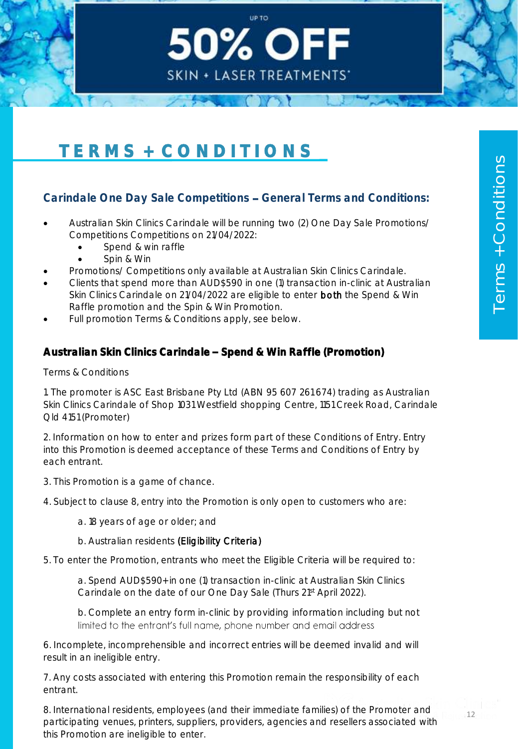UP TO

# 50% OFF

SKIN + LASER TREATMENTS*

## TERMS + CONDITIONS

Terms +Conditions

### Carindale One Day Sale Competitions – General Terms and Conditions:

- Australian Skin Clinics Carindale will be running two (2) One Day Sale Promotions/ Competitions Competitions on 21/04/2022:
    - Spend & win raffle
    - Spin & Win
- Promotions/ Competitions only available at Australian Skin Clinics Carindale.
- Clients that spend more than AUD$590 in one (1) transaction in-clinic at Australian Skin Clinics Carindale on 21/04/2022 are eligible to enter **both** the Spend & Win Raffle promotion and the Spin & Win Promotion.
- Full promotion Terms & Conditions apply, see below.

### Australian Skin Clinics Carindale – Spend & Win Raffle (Promotion)

Terms & Conditions

1. The promoter is ASC East Brisbane Pty Ltd (ABN 95 607 261 674) trading as Australian Skin Clinics Carindale of Shop 1031 Westfield shopping Centre, 1151 Creek Road, Carindale Qld 4151 (Promoter)

2. Information on how to enter and prizes form part of these Conditions of Entry. Entry into this Promotion is deemed acceptance of these Terms and Conditions of Entry by each entrant.

3. This Promotion is a game of chance.

4. Subject to clause 8, entry into the Promotion is only open to customers who are:

   a. 18 years of age or older; and

   b. Australian residents **(Eligibility Criteria)**

5. To enter the Promotion, entrants who meet the Eligible Criteria will be required to:

   a. Spend AUD$590+ in one (1) transaction in-clinic at Australian Skin Clinics Carindale on the date of our One Day Sale (Thurs 21st April 2022).

   b. Complete an entry form in-clinic by providing information including but not limited to the entrant's full name, phone number and email address

6. Incomplete, incomprehensible and incorrect entries will be deemed invalid and will result in an ineligible entry.

7. Any costs associated with entering this Promotion remain the responsibility of each entrant.

8. International residents, employees (and their immediate families) of the Promoter and participating venues, printers, suppliers, providers, agencies and resellers associated with this Promotion are ineligible to enter.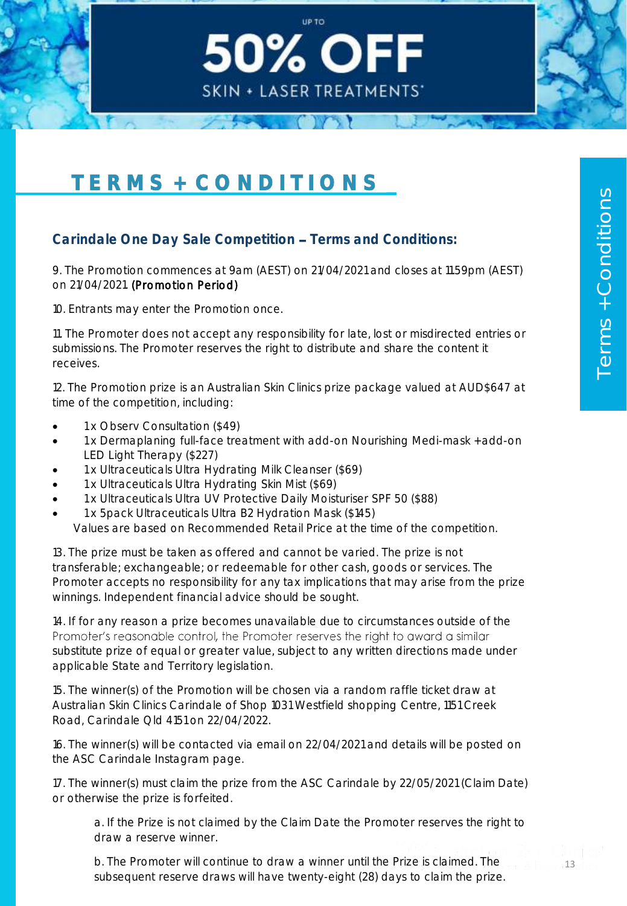UP TO

# 50% OFF

SKIN + LASER TREATMENTS*

## TERMS + CONDITIONS

Terms +Conditions

### Carindale One Day Sale Competition – Terms and Conditions:

9. The Promotion commences at 9am (AEST) on 21/04/2021 and closes at 11.59pm (AEST) on 21/04/2021. **(Promotion Period)**

10. Entrants may enter the Promotion once.

11. The Promoter does not accept any responsibility for late, lost or misdirected entries or submissions. The Promoter reserves the right to distribute and share the content it receives.

12. The Promotion prize is an Australian Skin Clinics prize package valued at AUD$647 at time of the competition, including:

- 1x Observ Consultation ($49)
- 1x Dermaplaning full-face treatment with add-on Nourishing Medi-mask +add-on LED Light Therapy ($227)
- 1x Ultraceuticals Ultra Hydrating Milk Cleanser ($69)
- 1x Ultraceuticals Ultra Hydrating Skin Mist ($69)
- 1x Ultraceuticals Ultra UV Protective Daily Moisturiser SPF 50 ($88)
- 1x 5pack Ultraceuticals Ultra B2 Hydration Mask ($145)

Values are based on Recommended Retail Price at the time of the competition.

13. The prize must be taken as offered and cannot be varied. The prize is not transferable; exchangeable; or redeemable for other cash, goods or services. The Promoter accepts no responsibility for any tax implications that may arise from the prize winnings. Independent financial advice should be sought.

14. If for any reason a prize becomes unavailable due to circumstances outside of the Promoter's reasonable control, the Promoter reserves the right to award a similar substitute prize of equal or greater value, subject to any written directions made under applicable State and Territory legislation.

15. The winner(s) of the Promotion will be chosen via a random raffle ticket draw at Australian Skin Clinics Carindale of Shop 1031 Westfield shopping Centre, 1151 Creek Road, Carindale Qld 4151 on 22/04/2022.

16. The winner(s) will be contacted via email on 22/04/2021 and details will be posted on the ASC Carindale Instagram page.

17. The winner(s) must claim the prize from the ASC Carindale by 22/05/2021 (Claim Date) or otherwise the prize is forfeited.

a. If the Prize is not claimed by the Claim Date the Promoter reserves the right to draw a reserve winner.

b. The Promoter will continue to draw a winner until the Prize is claimed. The subsequent reserve draws will have twenty-eight (28) days to claim the prize.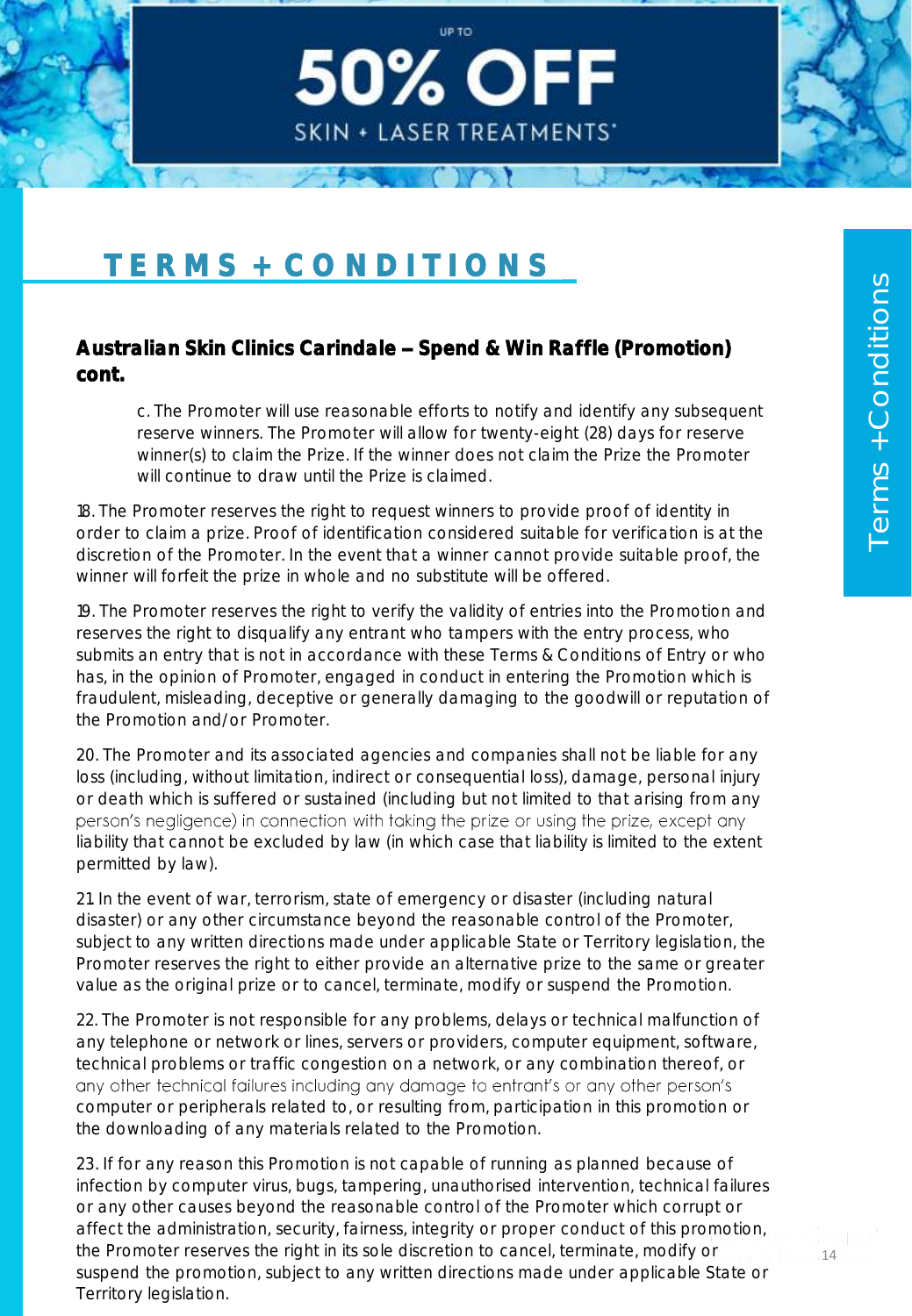UP TO

# 50% OFF

SKIN + LASER TREATMENTS*

## TERMS + CONDITIONS

### Australian Skin Clinics Carindale – Spend & Win Raffle (Promotion) cont.

c. The Promoter will use reasonable efforts to notify and identify any subsequent reserve winners. The Promoter will allow for twenty-eight (28) days for reserve winner(s) to claim the Prize. If the winner does not claim the Prize the Promoter will continue to draw until the Prize is claimed.

18. The Promoter reserves the right to request winners to provide proof of identity in order to claim a prize. Proof of identification considered suitable for verification is at the discretion of the Promoter. In the event that a winner cannot provide suitable proof, the winner will forfeit the prize in whole and no substitute will be offered.

19. The Promoter reserves the right to verify the validity of entries into the Promotion and reserves the right to disqualify any entrant who tampers with the entry process, who submits an entry that is not in accordance with these Terms & Conditions of Entry or who has, in the opinion of Promoter, engaged in conduct in entering the Promotion which is fraudulent, misleading, deceptive or generally damaging to the goodwill or reputation of the Promotion and/or Promoter.

20. The Promoter and its associated agencies and companies shall not be liable for any loss (including, without limitation, indirect or consequential loss), damage, personal injury or death which is suffered or sustained (including but not limited to that arising from any person's negligence) in connection with taking the prize or using the prize, except any liability that cannot be excluded by law (in which case that liability is limited to the extent permitted by law).

21 In the event of war, terrorism, state of emergency or disaster (including natural disaster) or any other circumstance beyond the reasonable control of the Promoter, subject to any written directions made under applicable State or Territory legislation, the Promoter reserves the right to either provide an alternative prize to the same or greater value as the original prize or to cancel, terminate, modify or suspend the Promotion.

22. The Promoter is not responsible for any problems, delays or technical malfunction of any telephone or network or lines, servers or providers, computer equipment, software, technical problems or traffic congestion on a network, or any combination thereof, or any other technical failures including any damage to entrant's or any other person's computer or peripherals related to, or resulting from, participation in this promotion or the downloading of any materials related to the Promotion.

23. If for any reason this Promotion is not capable of running as planned because of infection by computer virus, bugs, tampering, unauthorised intervention, technical failures or any other causes beyond the reasonable control of the Promoter which corrupt or affect the administration, security, fairness, integrity or proper conduct of this promotion, the Promoter reserves the right in its sole discretion to cancel, terminate, modify or suspend the promotion, subject to any written directions made under applicable State or Territory legislation.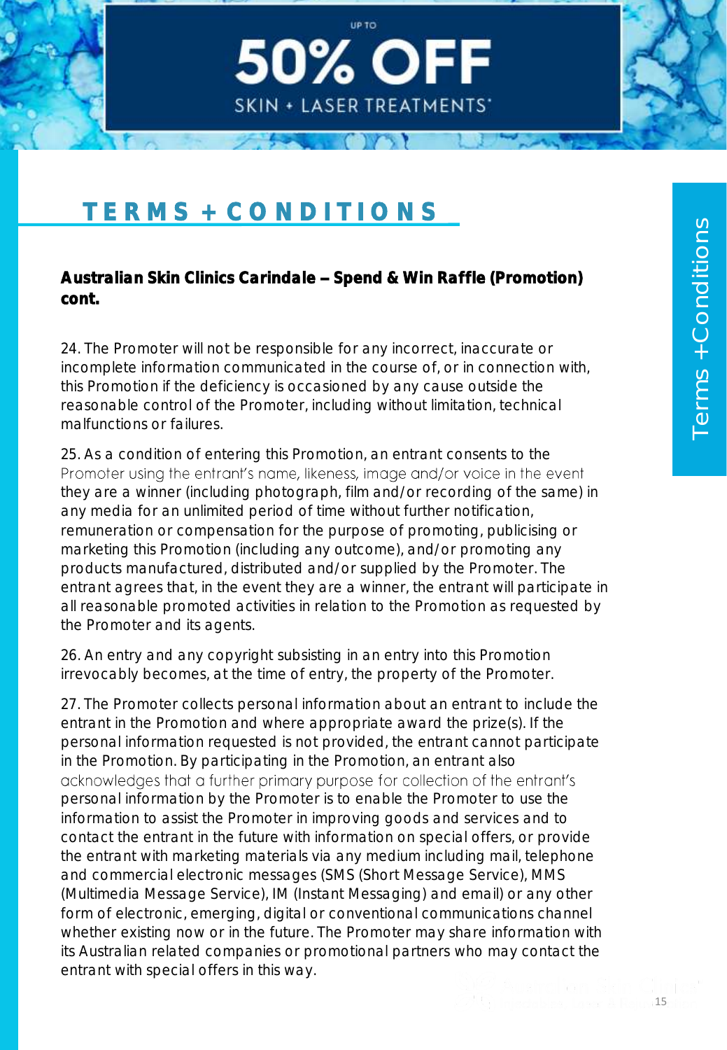UP TO

# 50% OFF

SKIN + LASER TREATMENTS*

## TERMS + CONDITIONS

**Australian Skin Clinics Carindale – Spend & Win Raffle (Promotion) cont.**

24. The Promoter will not be responsible for any incorrect, inaccurate or incomplete information communicated in the course of, or in connection with, this Promotion if the deficiency is occasioned by any cause outside the reasonable control of the Promoter, including without limitation, technical malfunctions or failures.

25. As a condition of entering this Promotion, an entrant consents to the Promoter using the entrant's name, likeness, image and/or voice in the event they are a winner (including photograph, film and/or recording of the same) in any media for an unlimited period of time without further notification, remuneration or compensation for the purpose of promoting, publicising or marketing this Promotion (including any outcome), and/or promoting any products manufactured, distributed and/or supplied by the Promoter. The entrant agrees that, in the event they are a winner, the entrant will participate in all reasonable promoted activities in relation to the Promotion as requested by the Promoter and its agents.

26. An entry and any copyright subsisting in an entry into this Promotion irrevocably becomes, at the time of entry, the property of the Promoter.

27. The Promoter collects personal information about an entrant to include the entrant in the Promotion and where appropriate award the prize(s). If the personal information requested is not provided, the entrant cannot participate in the Promotion. By participating in the Promotion, an entrant also acknowledges that a further primary purpose for collection of the entrant's personal information by the Promoter is to enable the Promoter to use the information to assist the Promoter in improving goods and services and to contact the entrant in the future with information on special offers, or provide the entrant with marketing materials via any medium including mail, telephone and commercial electronic messages (SMS (Short Message Service), MMS (Multimedia Message Service), IM (Instant Messaging) and email) or any other form of electronic, emerging, digital or conventional communications channel whether existing now or in the future. The Promoter may share information with its Australian related companies or promotional partners who may contact the entrant with special offers in this way.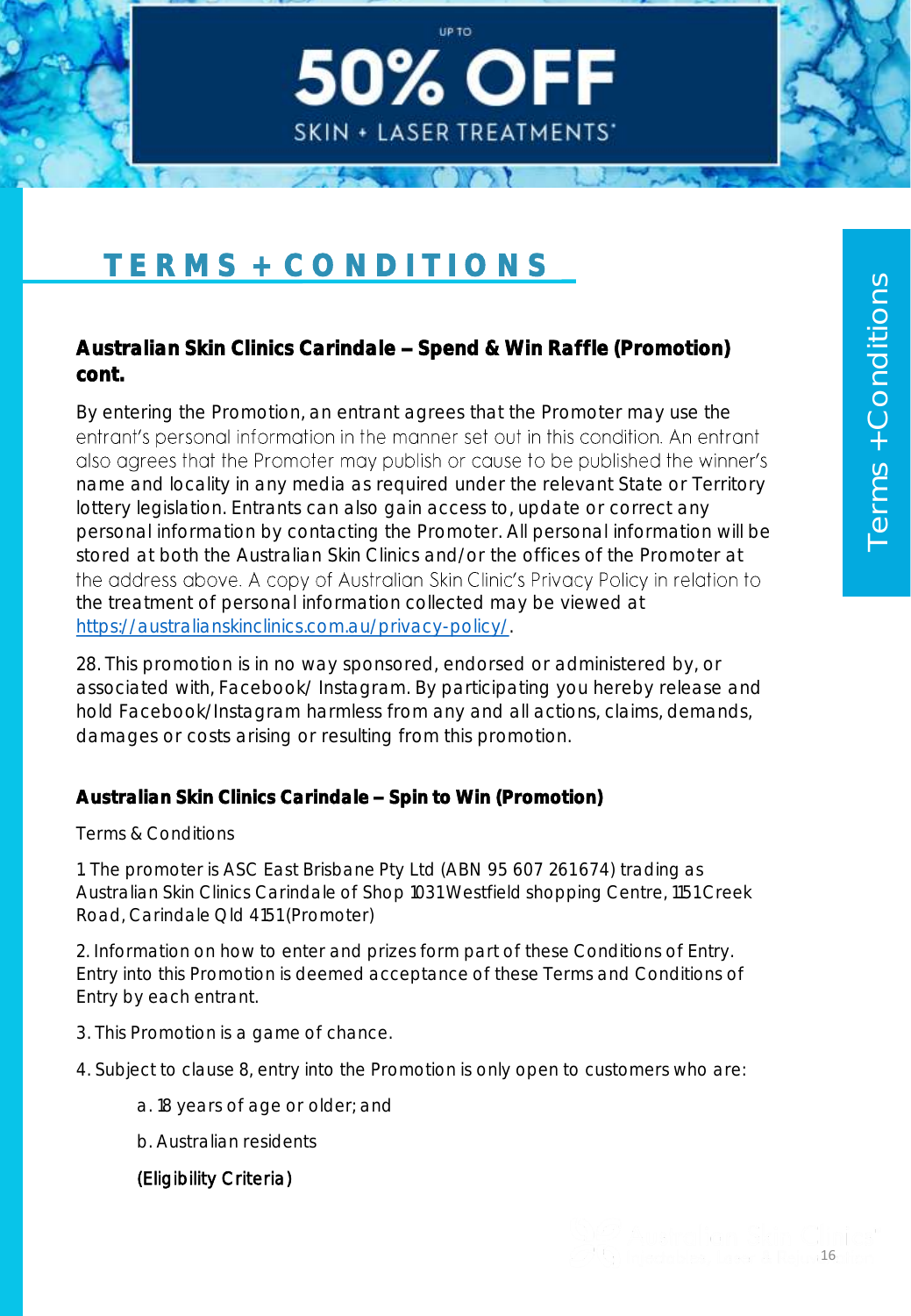UP TO

# 50% OFF

SKIN + LASER TREATMENTS*

# TERMS + CONDITIONS

### Australian Skin Clinics Carindale – Spend & Win Raffle (Promotion) cont.

By entering the Promotion, an entrant agrees that the Promoter may use the entrant's personal information in the manner set out in this condition. An entrant also agrees that the Promoter may publish or cause to be published the winner's name and locality in any media as required under the relevant State or Territory lottery legislation. Entrants can also gain access to, update or correct any personal information by contacting the Promoter. All personal information will be stored at both the Australian Skin Clinics and/or the offices of the Promoter at the address above. A copy of Australian Skin Clinic's Privacy Policy in relation to the treatment of personal information collected may be viewed at https://australianskinclinics.com.au/privacy-policy/.

28. This promotion is in no way sponsored, endorsed or administered by, or associated with, Facebook/ Instagram. By participating you hereby release and hold Facebook/Instagram harmless from any and all actions, claims, demands, damages or costs arising or resulting from this promotion.

### Australian Skin Clinics Carindale – Spin to Win (Promotion)

Terms & Conditions

1. The promoter is ASC East Brisbane Pty Ltd (ABN 95 607 261674) trading as Australian Skin Clinics Carindale of Shop 1031 Westfield shopping Centre, 1151 Creek Road, Carindale Qld 4151 (Promoter)

2. Information on how to enter and prizes form part of these Conditions of Entry. Entry into this Promotion is deemed acceptance of these Terms and Conditions of Entry by each entrant.

3. This Promotion is a game of chance.

4. Subject to clause 8, entry into the Promotion is only open to customers who are:

   a. 18 years of age or older; and

   b. Australian residents

   (Eligibility Criteria)

Terms +Conditions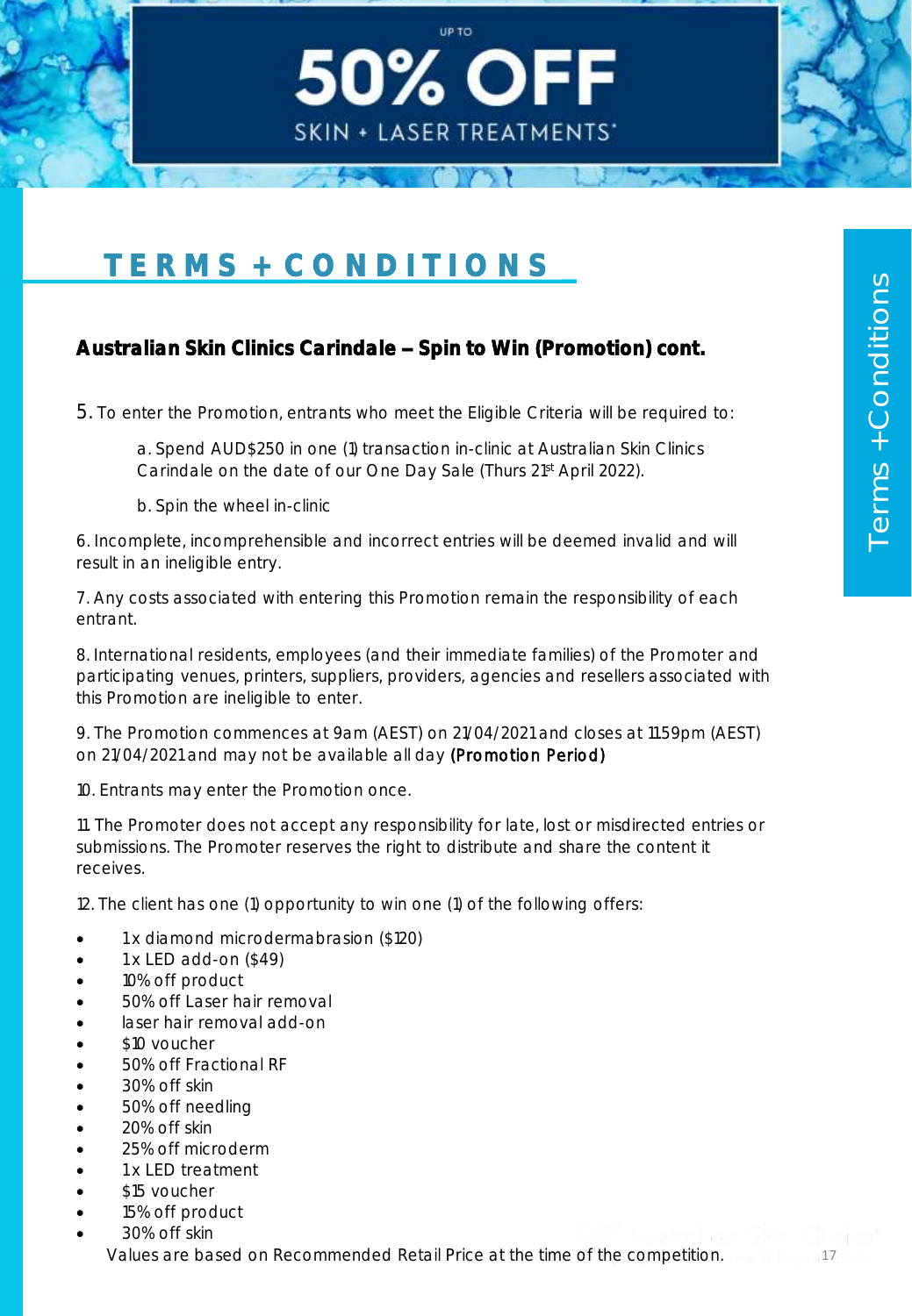UP TO

# 50% OFF

SKIN + LASER TREATMENTS*

## TERMS + CONDITIONS

Terms +Conditions

### Australian Skin Clinics Carindale – Spin to Win (Promotion) cont.

5. To enter the Promotion, entrants who meet the Eligible Criteria will be required to:

   a. Spend AUD$250 in one (1) transaction in-clinic at Australian Skin Clinics Carindale on the date of our One Day Sale (Thurs 21st April 2022).

   b. Spin the wheel in-clinic

6. Incomplete, incomprehensible and incorrect entries will be deemed invalid and will result in an ineligible entry.

7. Any costs associated with entering this Promotion remain the responsibility of each entrant.

8. International residents, employees (and their immediate families) of the Promoter and participating venues, printers, suppliers, providers, agencies and resellers associated with this Promotion are ineligible to enter.

9. The Promotion commences at 9am (AEST) on 21/04/2021 and closes at 11.59pm (AEST) on 21/04/2021 and may not be available all day **(Promotion Period)**

10. Entrants may enter the Promotion once.

11. The Promoter does not accept any responsibility for late, lost or misdirected entries or submissions. The Promoter reserves the right to distribute and share the content it receives.

12. The client has one (1) opportunity to win one (1) of the following offers:

- 1x diamond microdermabrasion ($120)
- 1x LED add-on ($49)
- 10% off product
- 50% off Laser hair removal
- laser hair removal add-on
- $10 voucher
- 50% off Fractional RF
- 30% off skin
- 50% off needling
- 20% off skin
- 25% off microderm
- 1x LED treatment
- $15 voucher
- 15% off product
- 30% off skin

Values are based on Recommended Retail Price at the time of the competition.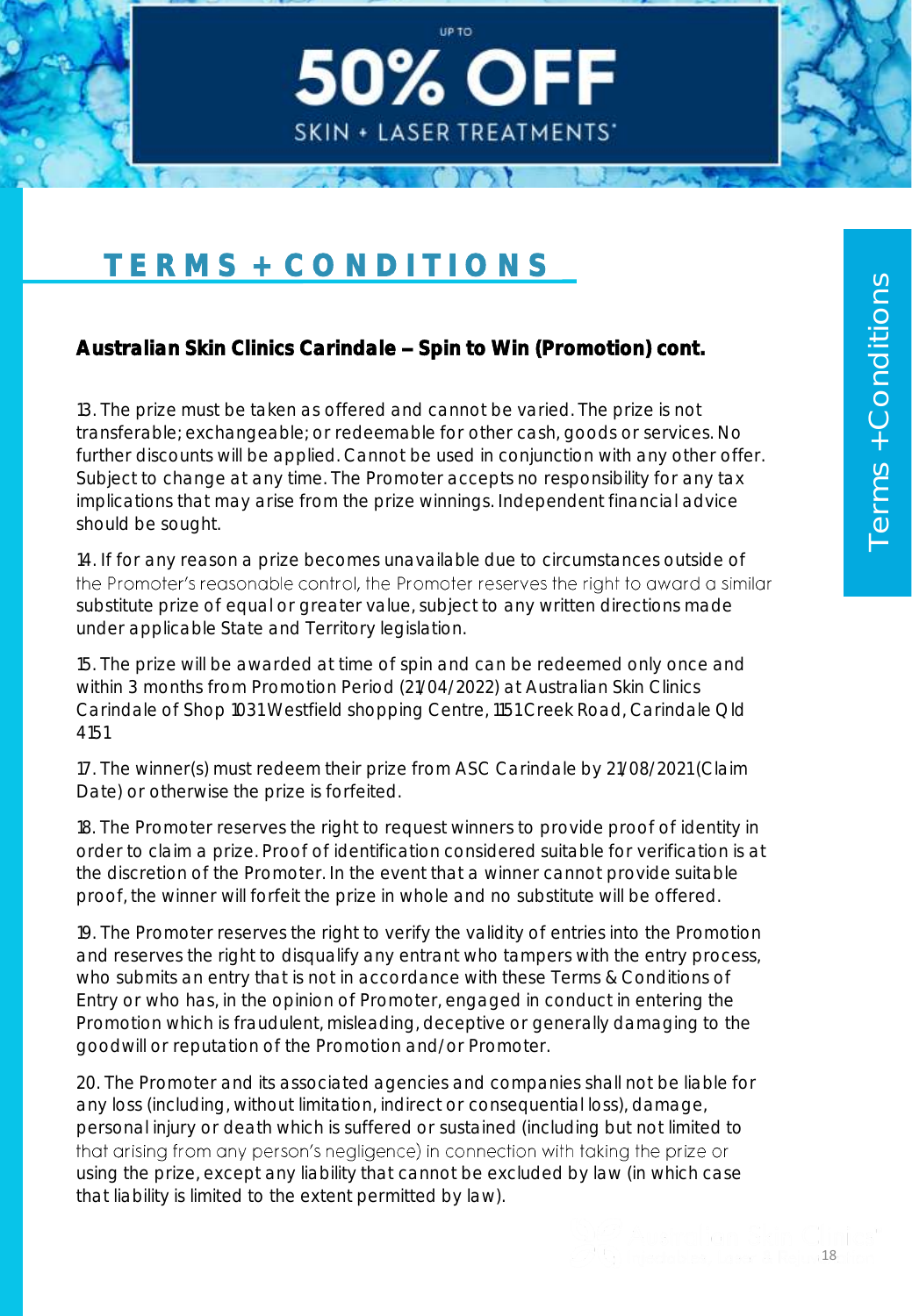UP TO

# 50% OFF

SKIN + LASER TREATMENTS*

## TERMS + CONDITIONS

### Australian Skin Clinics Carindale – Spin to Win (Promotion) cont.

13. The prize must be taken as offered and cannot be varied. The prize is not transferable; exchangeable; or redeemable for other cash, goods or services. No further discounts will be applied. Cannot be used in conjunction with any other offer. Subject to change at any time. The Promoter accepts no responsibility for any tax implications that may arise from the prize winnings. Independent financial advice should be sought.

14. If for any reason a prize becomes unavailable due to circumstances outside of the Promoter's reasonable control, the Promoter reserves the right to award a similar substitute prize of equal or greater value, subject to any written directions made under applicable State and Territory legislation.

15. The prize will be awarded at time of spin and can be redeemed only once and within 3 months from Promotion Period (21/04/2022) at Australian Skin Clinics Carindale of Shop 1031 Westfield shopping Centre, 1151 Creek Road, Carindale Qld 4151

17. The winner(s) must redeem their prize from ASC Carindale by 21/08/2021 (Claim Date) or otherwise the prize is forfeited.

18. The Promoter reserves the right to request winners to provide proof of identity in order to claim a prize. Proof of identification considered suitable for verification is at the discretion of the Promoter. In the event that a winner cannot provide suitable proof, the winner will forfeit the prize in whole and no substitute will be offered.

19. The Promoter reserves the right to verify the validity of entries into the Promotion and reserves the right to disqualify any entrant who tampers with the entry process, who submits an entry that is not in accordance with these Terms & Conditions of Entry or who has, in the opinion of Promoter, engaged in conduct in entering the Promotion which is fraudulent, misleading, deceptive or generally damaging to the goodwill or reputation of the Promotion and/or Promoter.

20. The Promoter and its associated agencies and companies shall not be liable for any loss (including, without limitation, indirect or consequential loss), damage, personal injury or death which is suffered or sustained (including but not limited to that arising from any person's negligence) in connection with taking the prize or using the prize, except any liability that cannot be excluded by law (in which case that liability is limited to the extent permitted by law).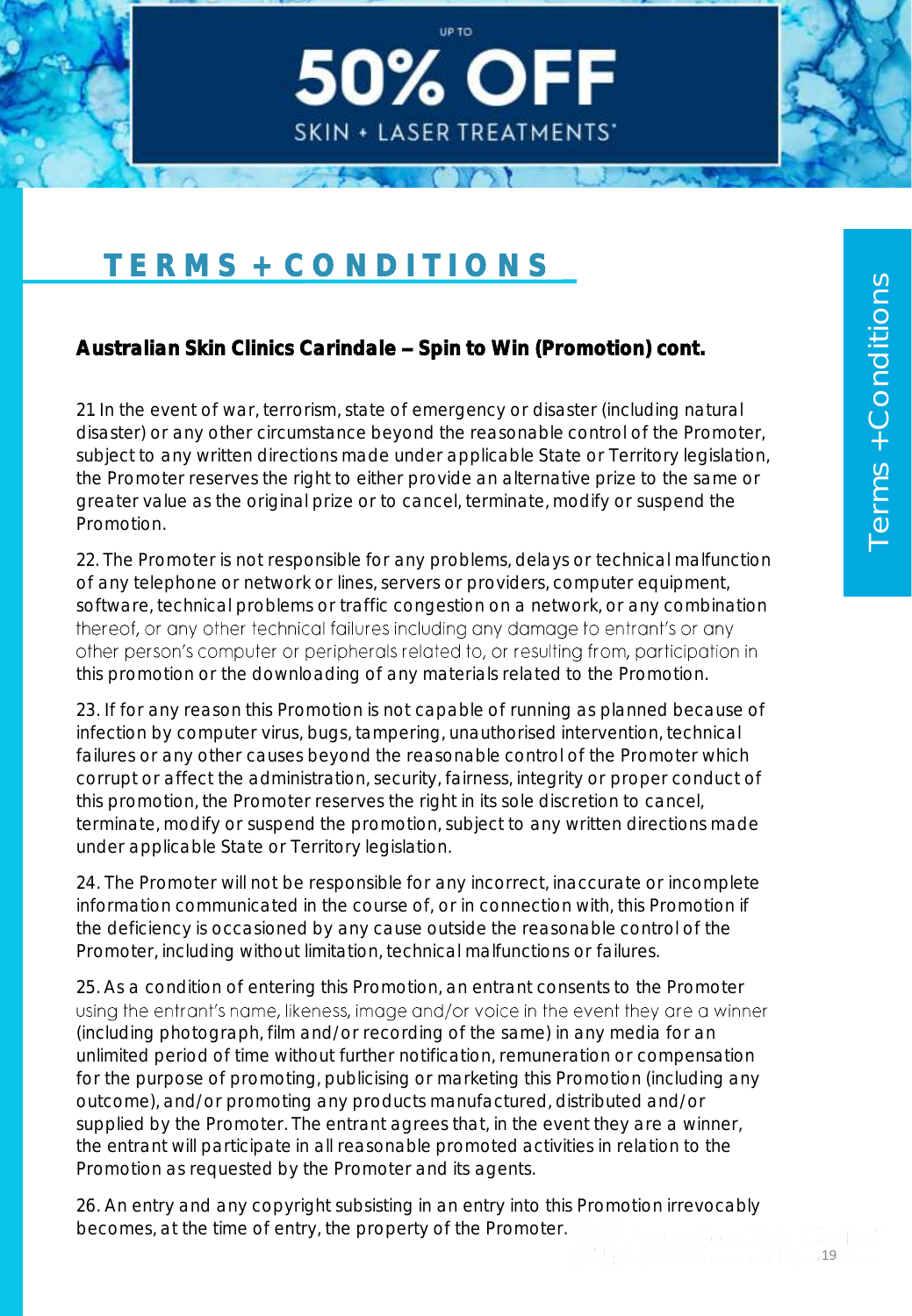UP TO

# 50% OFF

SKIN + LASER TREATMENTS*

## TERMS + CONDITIONS

### Australian Skin Clinics Carindale – Spin to Win (Promotion) cont.

21 In the event of war, terrorism, state of emergency or disaster (including natural disaster) or any other circumstance beyond the reasonable control of the Promoter, subject to any written directions made under applicable State or Territory legislation, the Promoter reserves the right to either provide an alternative prize to the same or greater value as the original prize or to cancel, terminate, modify or suspend the Promotion.

22. The Promoter is not responsible for any problems, delays or technical malfunction of any telephone or network or lines, servers or providers, computer equipment, software, technical problems or traffic congestion on a network, or any combination thereof, or any other technical failures including any damage to entrant's or any other person's computer or peripherals related to, or resulting from, participation in this promotion or the downloading of any materials related to the Promotion.

23. If for any reason this Promotion is not capable of running as planned because of infection by computer virus, bugs, tampering, unauthorised intervention, technical failures or any other causes beyond the reasonable control of the Promoter which corrupt or affect the administration, security, fairness, integrity or proper conduct of this promotion, the Promoter reserves the right in its sole discretion to cancel, terminate, modify or suspend the promotion, subject to any written directions made under applicable State or Territory legislation.

24. The Promoter will not be responsible for any incorrect, inaccurate or incomplete information communicated in the course of, or in connection with, this Promotion if the deficiency is occasioned by any cause outside the reasonable control of the Promoter, including without limitation, technical malfunctions or failures.

25. As a condition of entering this Promotion, an entrant consents to the Promoter using the entrant's name, likeness, image and/or voice in the event they are a winner (including photograph, film and/or recording of the same) in any media for an unlimited period of time without further notification, remuneration or compensation for the purpose of promoting, publicising or marketing this Promotion (including any outcome), and/or promoting any products manufactured, distributed and/or supplied by the Promoter. The entrant agrees that, in the event they are a winner, the entrant will participate in all reasonable promoted activities in relation to the Promotion as requested by the Promoter and its agents.

26. An entry and any copyright subsisting in an entry into this Promotion irrevocably becomes, at the time of entry, the property of the Promoter.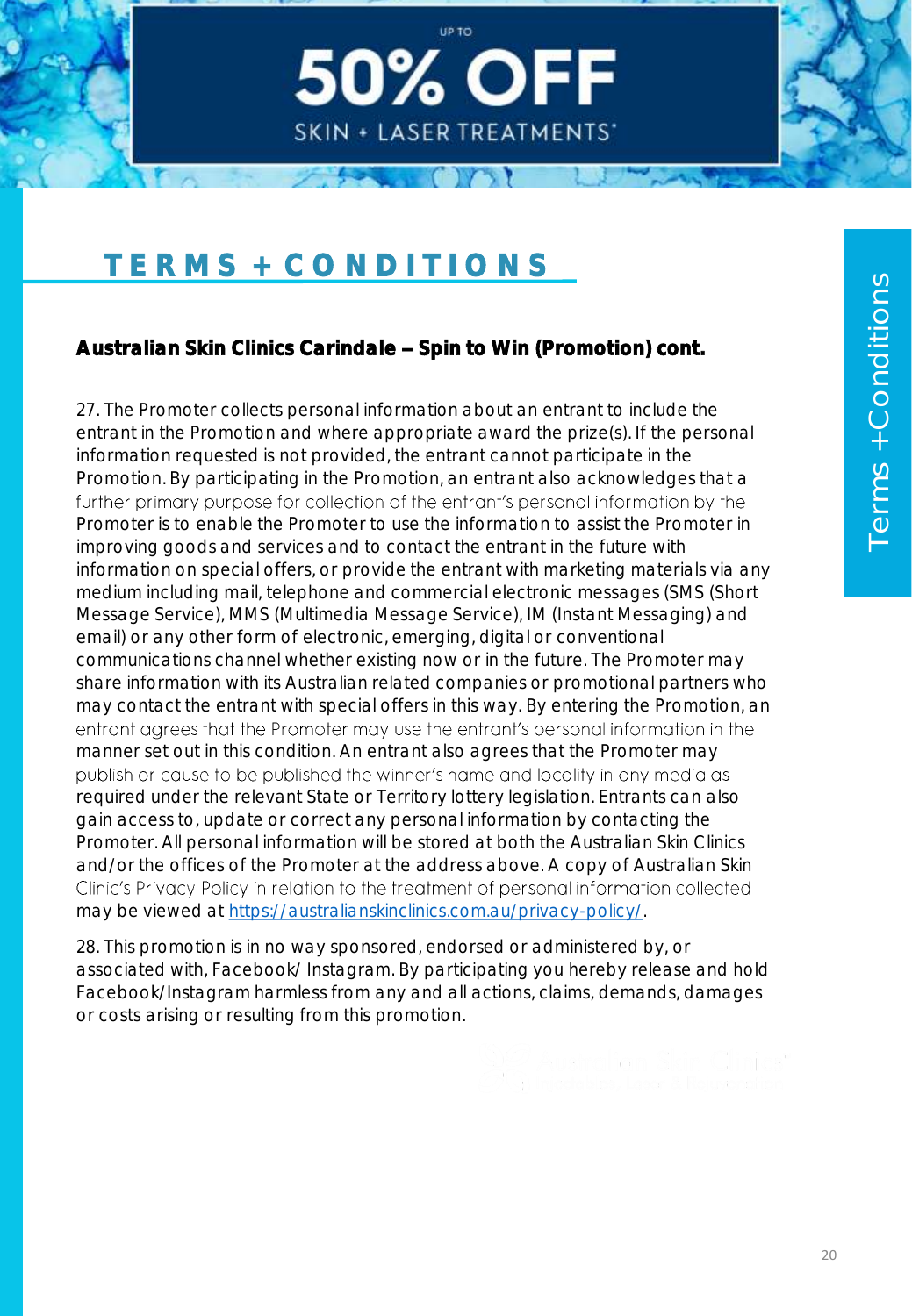UP TO

# 50% OFF

SKIN + LASER TREATMENTS*

## TERMS + CONDITIONS

### Australian Skin Clinics Carindale – Spin to Win (Promotion) cont.

27. The Promoter collects personal information about an entrant to include the entrant in the Promotion and where appropriate award the prize(s). If the personal information requested is not provided, the entrant cannot participate in the Promotion. By participating in the Promotion, an entrant also acknowledges that a further primary purpose for collection of the entrant's personal information by the Promoter is to enable the Promoter to use the information to assist the Promoter in improving goods and services and to contact the entrant in the future with information on special offers, or provide the entrant with marketing materials via any medium including mail, telephone and commercial electronic messages (SMS (Short Message Service), MMS (Multimedia Message Service), IM (Instant Messaging) and email) or any other form of electronic, emerging, digital or conventional communications channel whether existing now or in the future. The Promoter may share information with its Australian related companies or promotional partners who may contact the entrant with special offers in this way. By entering the Promotion, an entrant agrees that the Promoter may use the entrant's personal information in the manner set out in this condition. An entrant also agrees that the Promoter may publish or cause to be published the winner's name and locality in any media as required under the relevant State or Territory lottery legislation. Entrants can also gain access to, update or correct any personal information by contacting the Promoter. All personal information will be stored at both the Australian Skin Clinics and/or the offices of the Promoter at the address above. A copy of Australian Skin Clinic's Privacy Policy in relation to the treatment of personal information collected may be viewed at https://australianskinclinics.com.au/privacy-policy/.

28. This promotion is in no way sponsored, endorsed or administered by, or associated with, Facebook/ Instagram. By participating you hereby release and hold Facebook/Instagram harmless from any and all actions, claims, demands, damages or costs arising or resulting from this promotion.

Terms +Conditions